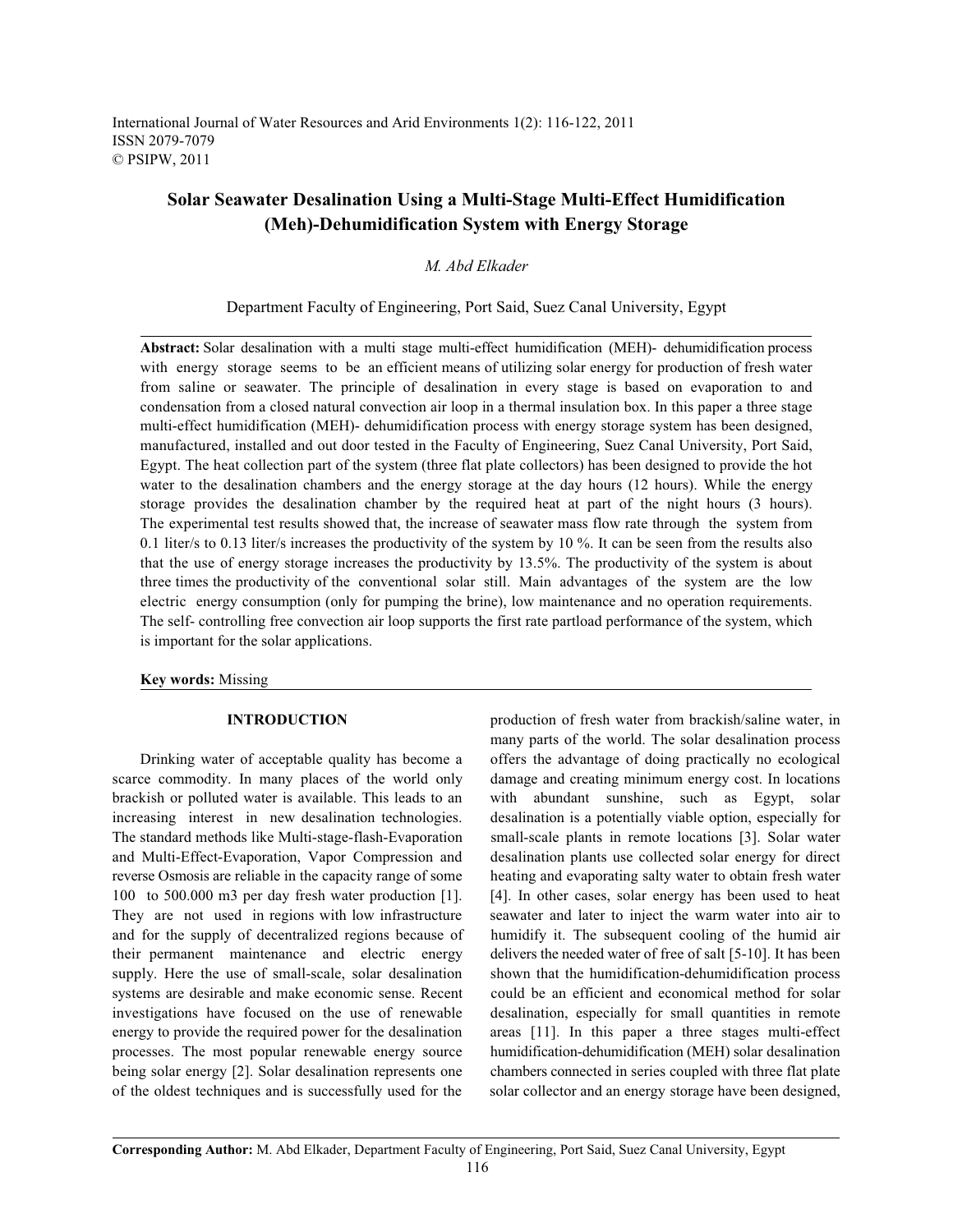# Solar Seawater Desalination Using a Multi-Stage Multi-Effect Humidification (Meh)-Dehumidification System with Energy Storage

*M. Abd Elkader*

Department Faculty of Engineering, Port Said, Suez Canal University, Egypt

**Abstract:** Solar desalination with a multi stage multi-effect humidification (MEH)- dehumidification process with energy storage seems to be an efficient means of utilizing solar energy for production of fresh water from saline or seawater. The principle of desalination in every stage is based on evaporation to and condensation from a closed natural convection air loop in a thermal insulation box. In this paper a three stage multi-effect humidification (MEH)- dehumidification process with energy storage system has been designed, manufactured, installed and out door tested in the Faculty of Engineering, Suez Canal University, Port Said, Egypt. The heat collection part of the system (three flat plate collectors) has been designed to provide the hot water to the desalination chambers and the energy storage at the day hours (12 hours). While the energy storage provides the desalination chamber by the required heat at part of the night hours (3 hours). The experimental test results showed that, the increase of seawater mass flow rate through the system from 0.1 liter/s to 0.13 liter/s increases the productivity of the system by 10 %. It can be seen from the results also that the use of energy storage increases the productivity by 13.5%. The productivity of the system is about three times the productivity of the conventional solar still. Main advantages of the system are the low electric energy consumption (only for pumping the brine), low maintenance and no operation requirements. The self- controlling free convection air loop supports the first rate partload performance of the system, which is important for the solar applications.

**Key words:** Missing

## INTRODUCTION

Drinking water of acceptable quality has become a scarce commodity. In many places of the world only brackish or polluted water is available. This leads to an increasing interest in new desalination technologies. The standard methods like Multi-stage-flash-Evaporation and Multi-Effect-Evaporation, Vapor Compression and reverse Osmosis are reliable in the capacity range of some 100 to 500.000 m3 per day fresh water production [1]. They are not used in regions with low infrastructure and for the supply of decentralized regions because of their permanent maintenance and electric energy supply. Here the use of small-scale, solar desalination systems are desirable and make economic sense. Recent investigations have focused on the use of renewable energy to provide the required power for the desalination processes. The most popular renewable energy source being solar energy [2]. Solar desalination represents one of the oldest techniques and is successfully used for the production of fresh water from brackish/saline water, in many parts of the world. The solar desalination process offers the advantage of doing practically no ecological damage and creating minimum energy cost. In locations with abundant sunshine, such as Egypt, solar desalination is a potentially viable option, especially for small-scale plants in remote locations [3]. Solar water desalination plants use collected solar energy for direct heating and evaporating salty water to obtain fresh water [4]. In other cases, solar energy has been used to heat seawater and later to inject the warm water into air to humidify it. The subsequent cooling of the humid air delivers the needed water of free of salt [5-10]. It has been shown that the humidification-dehumidification process could be an efficient and economical method for solar desalination, especially for small quantities in remote areas [11]. In this paper a three stages multi-effect humidification-dehumidification (MEH) solar desalination chambers connected in series coupled with three flat plate solar collector and an energy storage have been designed,

**Corresponding Author:** M. Abd Elkader, Department Faculty of Engineering, Port Said, Suez Canal University, Egypt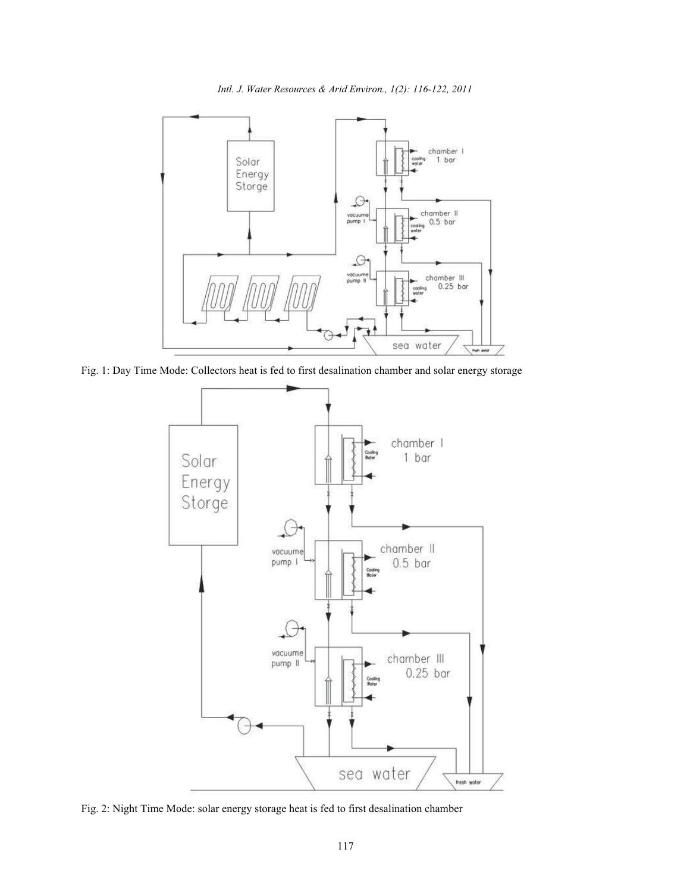Fig. 1: Day Time Mode: Collectors heat is fed to first desalination chamber and solar energy storage

Fig. 2: Night Time Mode: solar energy storage heat is fed to first desalination chamber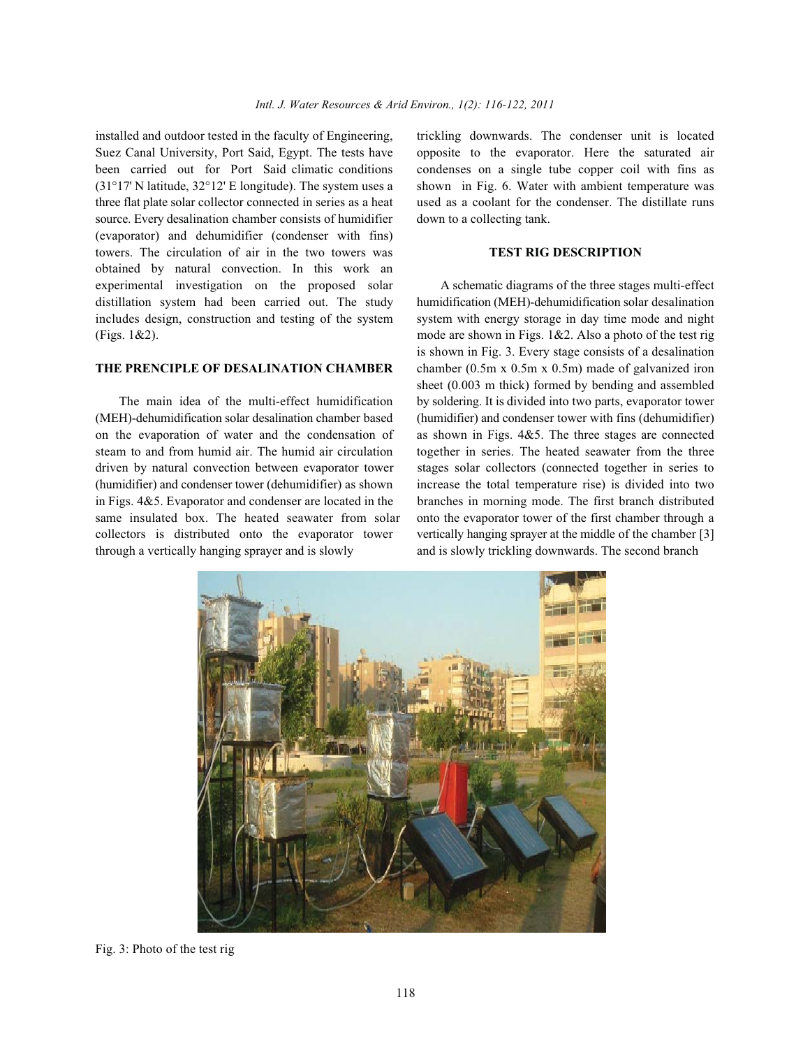installed and outdoor tested in the faculty of Engineering, Suez Canal University, Port Said, Egypt. The tests have been carried out for Port Said climatic conditions (31°17' N latitude, 32°12' E longitude). The system uses a three flat plate solar collector connected in series as a heat source. Every desalination chamber consists of humidifier (evaporator) and dehumidifier (condenser with fins) towers. The circulation of air in the two towers was obtained by natural convection. In this work an experimental investigation on the proposed solar distillation system had been carried out. The study includes design, construction and testing of the system (Figs. 1&2).

## THE PRINCIPLE OF DESALINATION CHAMBER

The main idea of the multi-effect humidification (MEH)-dehumidification solar desalination chamber based on the evaporation of water and the condensation of steam to and from humid air. The humid air circulation driven by natural convection between evaporator tower (humidifier) and condenser tower (dehumidifier) as shown in Figs. 4&5. Evaporator and condenser are located in the same insulated box. The heated seawater from solar collectors is distributed onto the evaporator tower through a vertically hanging sprayer and is slowly trickling downwards. The condenser unit is located opposite to the evaporator. Here the saturated air condenses on a single tube copper coil with fins as shown in Fig. 6. Water with ambient temperature was used as a coolant for the condenser. The distillate runs down to a collecting tank.

## TEST RIG DESCRIPTION

A schematic diagrams of the three stages multi-effect humidification (MEH)-dehumidification solar desalination system with energy storage in day time mode and night mode are shown in Figs. 1&2. Also a photo of the test rig is shown in Fig. 3. Every stage consists of a desalination chamber (0.5m x 0.5m x 0.5m) made of galvanized iron sheet (0.003 m thick) formed by bending and assembled by soldering. It is divided into two parts, evaporator tower (humidifier) and condenser tower with fins (dehumidifier) as shown in Figs. 4&5. The three stages are connected together in series. The heated seawater from the three stages solar collectors (connected together in series to increase the total temperature rise) is divided into two branches in morning mode. The first branch distributed onto the evaporator tower of the first chamber through a vertically hanging sprayer at the middle of the chamber [3] and is slowly trickling downwards. The second branch

Fig. 3: Photo of the test rig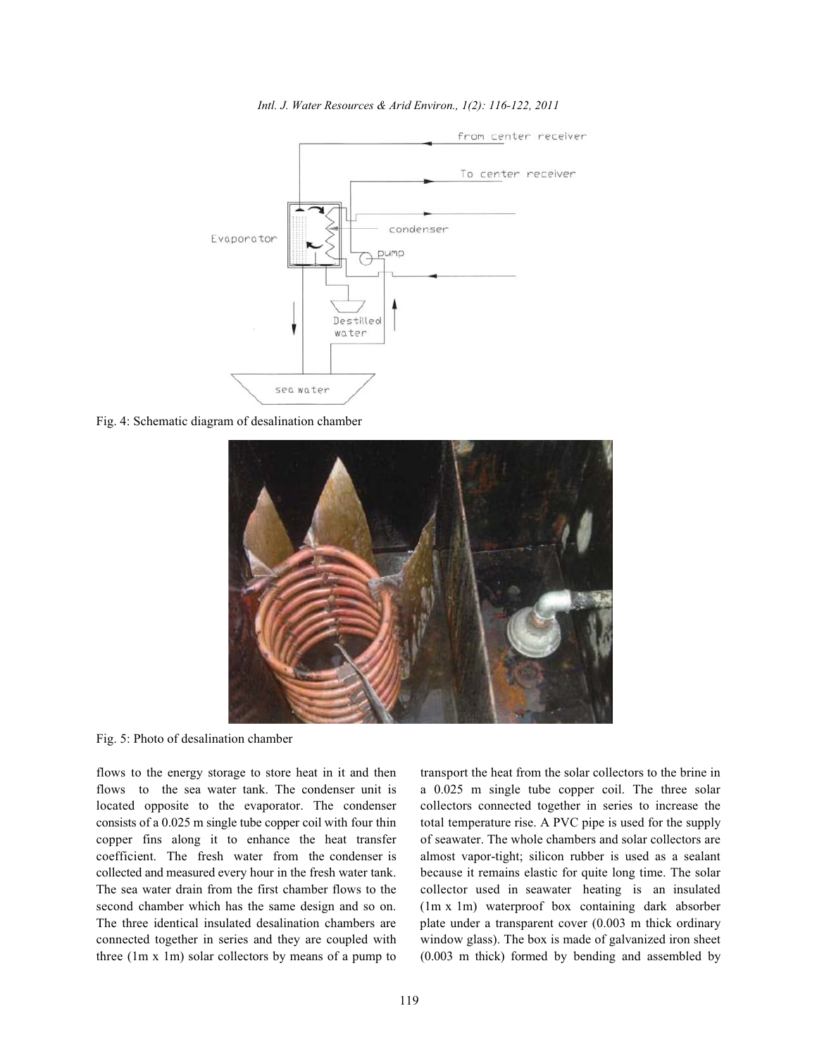Fig. 4: Schematic diagram of desalination chamber

Fig. 5: Photo of desalination chamber

flows to the energy storage to store heat in it and then flows to the sea water tank. The condenser unit is located opposite to the evaporator. The condenser consists of a 0.025 m single tube copper coil with four thin copper fins along it to enhance the heat transfer coefficient. The fresh water from the condenser is collected and measured every hour in the fresh water tank. The sea water drain from the first chamber flows to the second chamber which has the same design and so on. The three identical insulated desalination chambers are connected together in series and they are coupled with three (1m x 1m) solar collectors by means of a pump to transport the heat from the solar collectors to the brine in a 0.025 m single tube copper coil. The three solar collectors connected together in series to increase the total temperature rise. A PVC pipe is used for the supply of seawater. The whole chambers and solar collectors are almost vapor-tight; silicon rubber is used as a sealant because it remains elastic for quite long time. The solar collector used in seawater heating is an insulated (1m x 1m) waterproof box containing dark absorber plate under a transparent cover (0.003 m thick ordinary window glass). The box is made of galvanized iron sheet (0.003 m thick) formed by bending and assembled by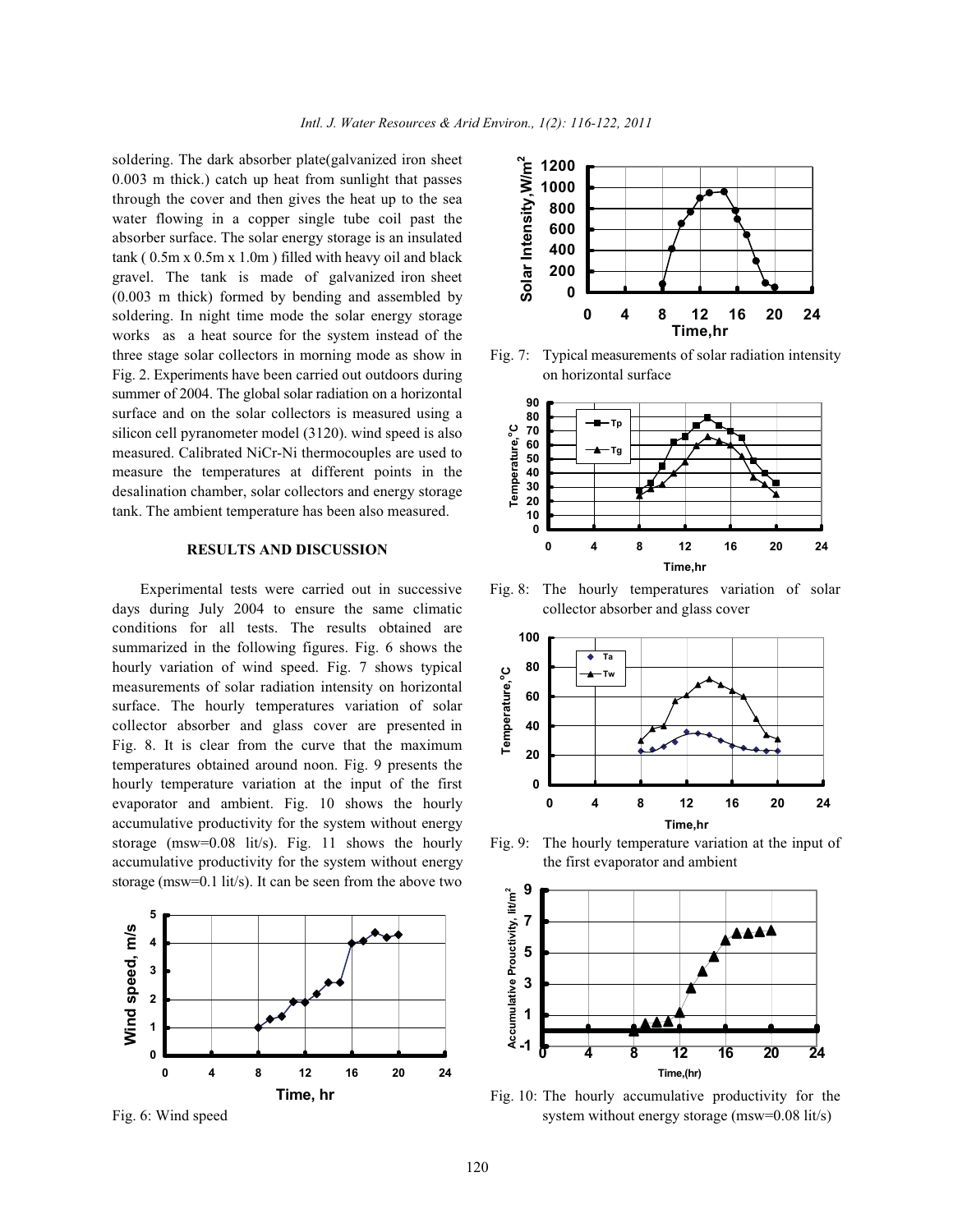soldering. The dark absorber plate(galvanized iron sheet 0.003 m thick.) catch up heat from sunlight that passes through the cover and then gives the heat up to the sea water flowing in a copper single tube coil past the absorber surface. The solar energy storage is an insulated tank ( 0.5m x 0.5m x 1.0m ) filled with heavy oil and black gravel. The tank is made of galvanized iron sheet (0.003 m thick) formed by bending and assembled by soldering. In night time mode the solar energy storage works as a heat source for the system instead of the three stage solar collectors in morning mode as show in Fig. 2. Experiments have been carried out outdoors during summer of 2004. The global solar radiation on a horizontal surface and on the solar collectors is measured using a silicon cell pyranometer model (3120). wind speed is also measured. Calibrated NiCr-Ni thermocouples are used to measure the temperatures at different points in the desalination chamber, solar collectors and energy storage tank. The ambient temperature has been also measured.

## RESULTS AND DISCUSSION

Experimental tests were carried out in successive days during July 2004 to ensure the same climatic conditions for all tests. The results obtained are summarized in the following figures. Fig. 6 shows the hourly variation of wind speed. Fig. 7 shows typical measurements of solar radiation intensity on horizontal surface. The hourly temperatures variation of solar collector absorber and glass cover are presented in Fig. 8. It is clear from the curve that the maximum temperatures obtained around noon. Fig. 9 presents the hourly temperature variation at the input of the first evaporator and ambient. Fig. 10 shows the hourly accumulative productivity for the system without energy storage (msw=0.08 lit/s). Fig. 11 shows the hourly accumulative productivity for the system without energy storage (msw=0.1 lit/s). It can be seen from the above two

Fig. 6: Wind speed

Fig. 7: Typical measurements of solar radiation intensity on horizontal surface

Fig. 8: The hourly temperatures variation of solar collector absorber and glass cover

Fig. 9: The hourly temperature variation at the input of the first evaporator and ambient

Fig. 10: The hourly accumulative productivity for the system without energy storage (msw=0.08 lit/s)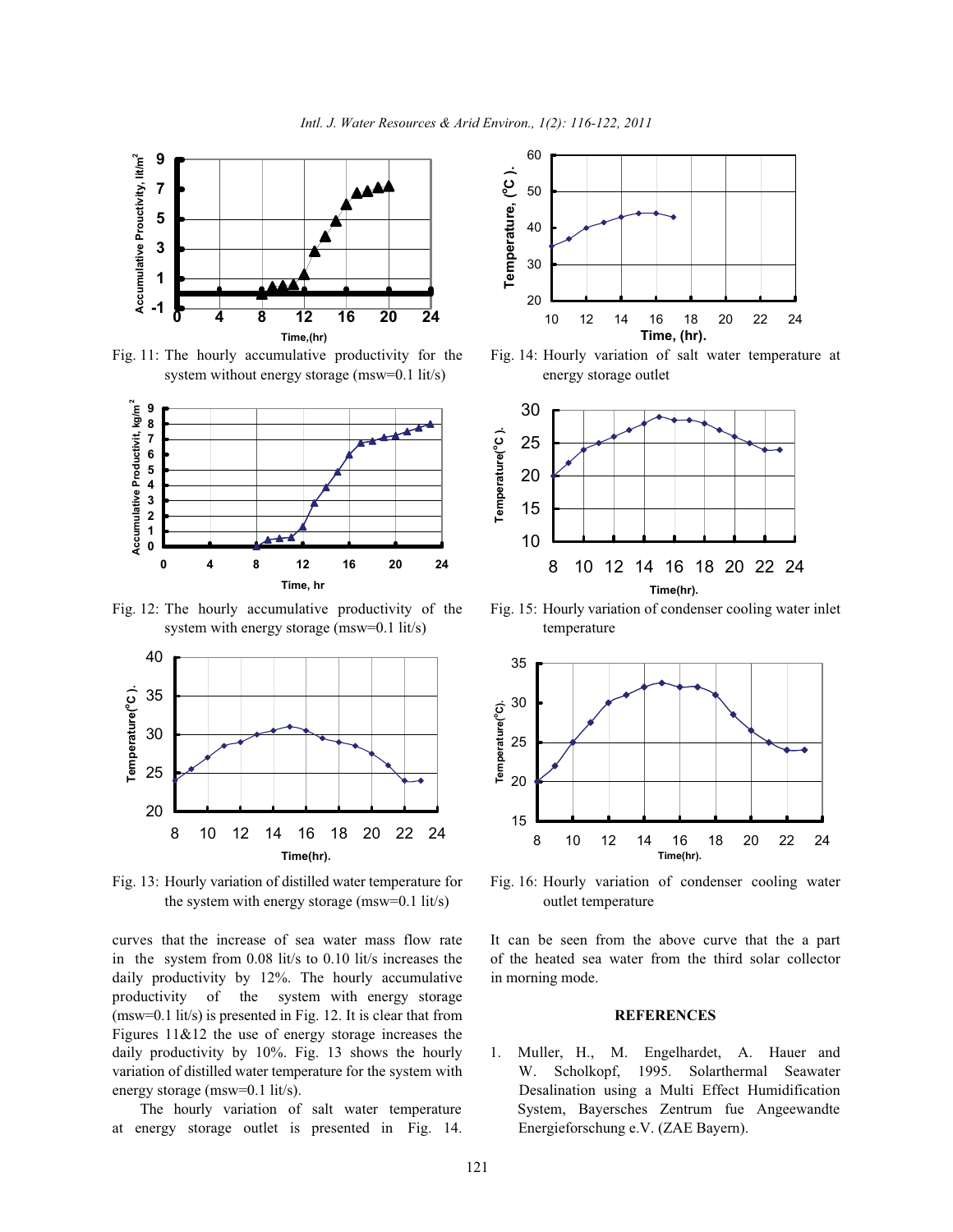Fig. 11: The hourly accumulative productivity for the system without energy storage (msw=0.1 lit/s)

Fig. 12: The hourly accumulative productivity of the system with energy storage (msw=0.1 lit/s)

Fig. 13: Hourly variation of distilled water temperature for the system with energy storage (msw=0.1 lit/s)

Fig. 14: Hourly variation of salt water temperature at energy storage outlet

Fig. 15: Hourly variation of condenser cooling water inlet temperature

Fig. 16: Hourly variation of condenser cooling water outlet temperature

curves that the increase of sea water mass flow rate in the system from 0.08 lit/s to 0.10 lit/s increases the daily productivity by 12%. The hourly accumulative productivity of the system with energy storage (msw=0.1 lit/s) is presented in Fig. 12. It is clear that from Figures 11&12 the use of energy storage increases the daily productivity by 10%. Fig. 13 shows the hourly variation of distilled water temperature for the system with energy storage (msw=0.1 lit/s).

The hourly variation of salt water temperature at energy storage outlet is presented in Fig. 14. It can be seen from the above curve that the a part of the heated sea water from the third solar collector in morning mode.

## REFERENCES

1. Muller, H., M. Engelhardet, A. Hauer and W. Scholkopf, 1995. Solarthermal Seawater Desalination using a Multi Effect Humidification System, Bayersches Zentrum fue Angeewandte Energieforschung e.V. (ZAE Bayern).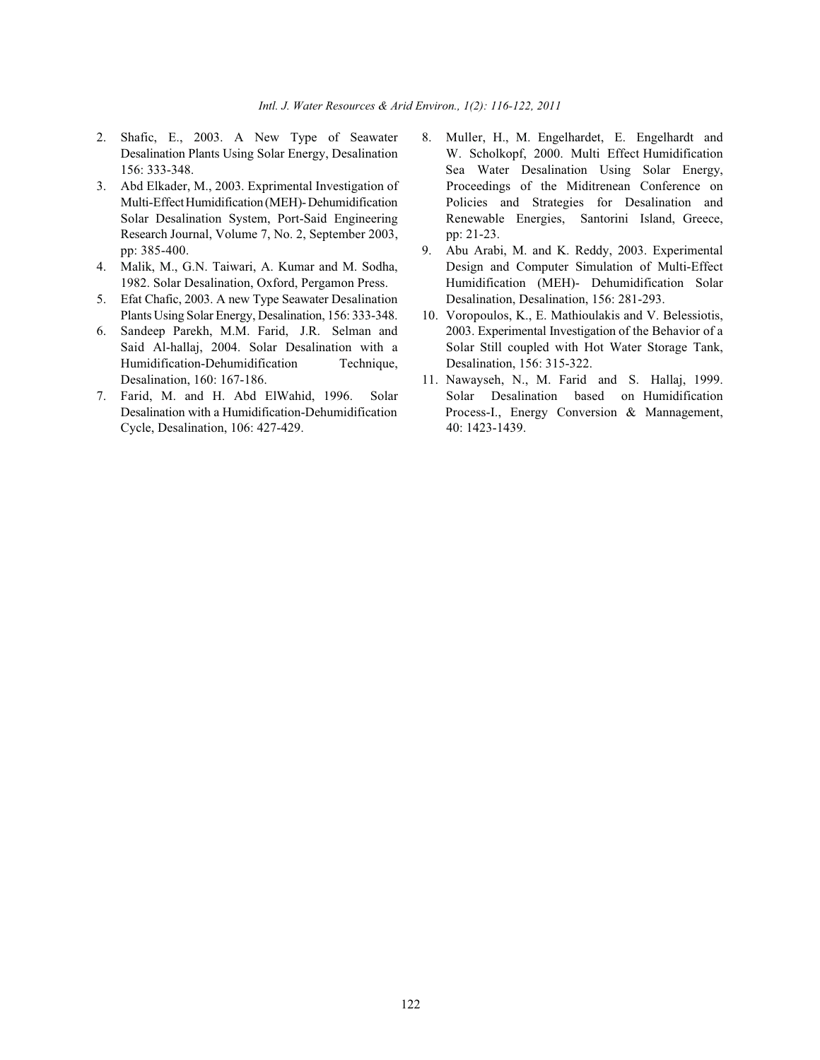2. Shafic, E., 2003. A New Type of Seawater Desalination Plants Using Solar Energy, Desalination 156: 333-348.
3. Abd Elkader, M., 2003. Exprimental Investigation of Multi-Effect Humidification (MEH)- Dehumidification Solar Desalination System, Port-Said Engineering Research Journal, Volume 7, No. 2, September 2003, pp: 385-400.
4. Malik, M., G.N. Taiwari, A. Kumar and M. Sodha, 1982. Solar Desalination, Oxford, Pergamon Press.
5. Efat Chafic, 2003. A new Type Seawater Desalination Plants Using Solar Energy, Desalination, 156: 333-348.
6. Sandeep Parekh, M.M. Farid, J.R. Selman and Said Al-hallaj, 2004. Solar Desalination with a Humidification-Dehumidification Technique, Desalination, 160: 167-186.
7. Farid, M. and H. Abd ElWahid, 1996. Solar Desalination with a Humidification-Dehumidification Cycle, Desalination, 106: 427-429.
8. Muller, H., M. Engelhardet, E. Engelhardt and W. Scholkopf, 2000. Multi Effect Humidification Sea Water Desalination Using Solar Energy, Proceedings of the Miditrenean Conference on Policies and Strategies for Desalination and Renewable Energies, Santorini Island, Greece, pp: 21-23.
9. Abu Arabi, M. and K. Reddy, 2003. Experimental Design and Computer Simulation of Multi-Effect Humidification (MEH)- Dehumidification Solar Desalination, Desalination, 156: 281-293.
10. Voropoulos, K., E. Mathioulakis and V. Belessiotis, 2003. Experimental Investigation of the Behavior of a Solar Still coupled with Hot Water Storage Tank, Desalination, 156: 315-322.
11. Nawayseh, N., M. Farid and S. Hallaj, 1999. Solar Desalination based on Humidification Process-I., Energy Conversion & Mannagement, 40: 1423-1439.